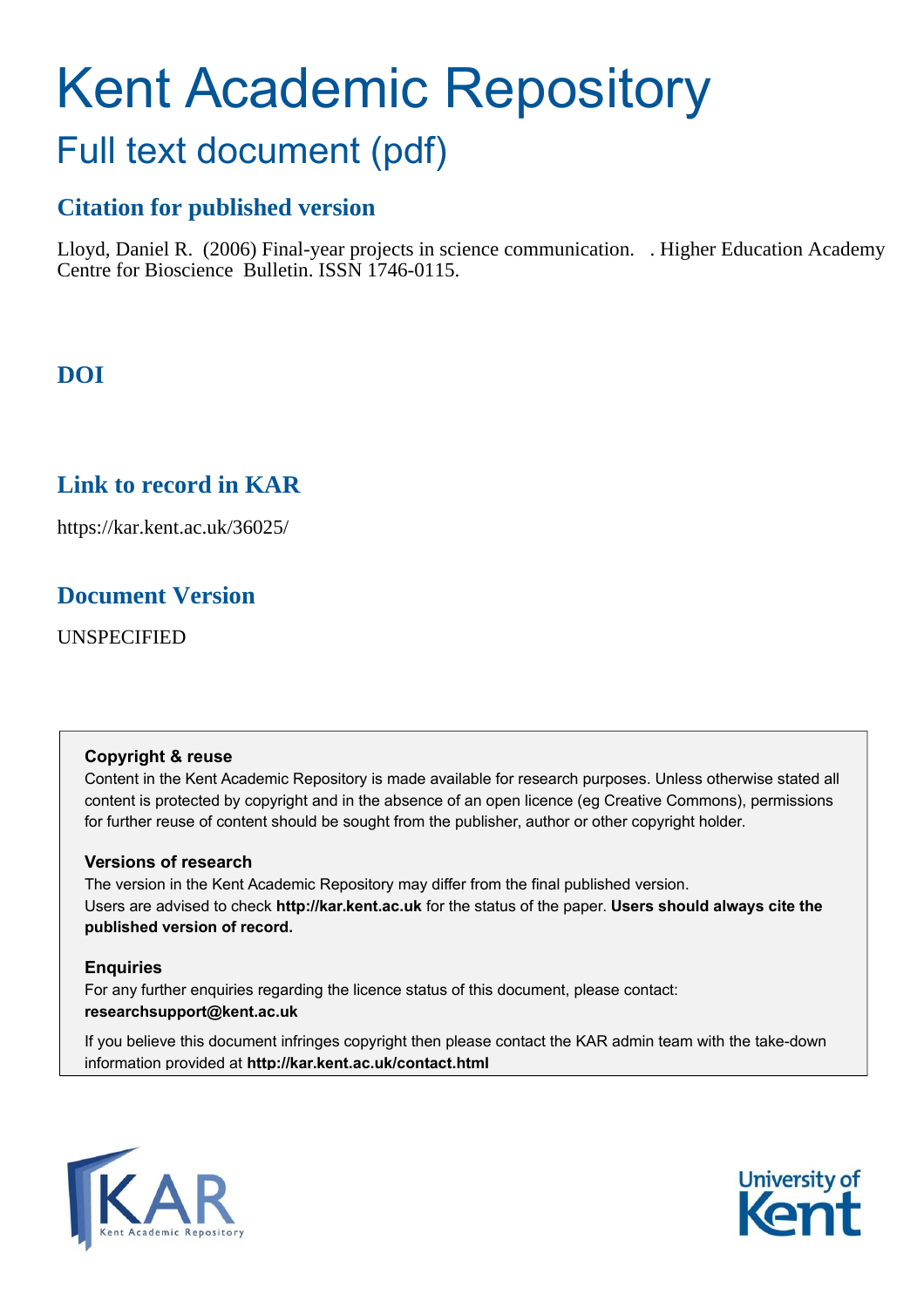# Kent Academic Repository

## Full text document (pdf)

### Citation for published version

Lloyd, Daniel R. (2006) Final-year projects in science communication. . Higher Education Academy Centre for Bioscience Bulletin. ISSN 1746-0115.

### DOI

### Link to record in KAR

https://kar.kent.ac.uk/36025/

### Document Version

UNSPECIFIED

**Copyright & reuse**

Content in the Kent Academic Repository is made available for research purposes. Unless otherwise stated all content is protected by copyright and in the absence of an open licence (eg Creative Commons), permissions for further reuse of content should be sought from the publisher, author or other copyright holder.

**Versions of research**

The version in the Kent Academic Repository may differ from the final published version. Users are advised to check **http://kar.kent.ac.uk** for the status of the paper. **Users should always cite the published version of record.**

**Enquiries**

For any further enquiries regarding the licence status of this document, please contact: **researchsupport@kent.ac.uk**

If you believe this document infringes copyright then please contact the KAR admin team with the take-down information provided at **http://kar.kent.ac.uk/contact.html**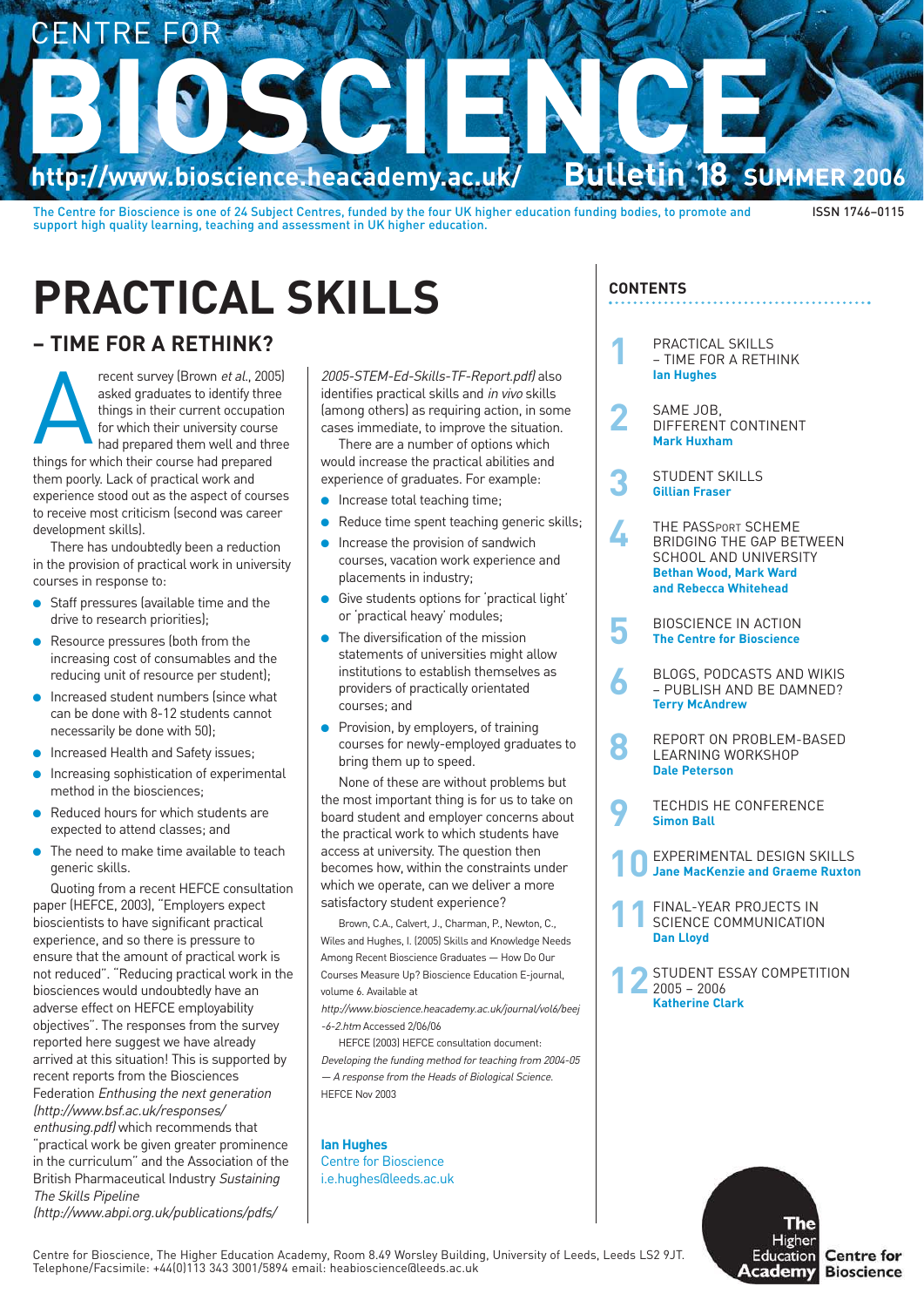# CENTRE FOR BIOSCIENCE

http://www.bioscience.heacademy.ac.uk/ **Bulletin 18 SUMMER 2006**

The Centre for Bioscience is one of 24 Subject Centres, funded by the four UK higher education funding bodies, to promote and support high quality learning, teaching and assessment in UK higher education.

ISSN 1746–0115

# PRACTICAL SKILLS

## – TIME FOR A RETHINK?

A recent survey (Brown *et al.*, 2005) asked graduates to identify three things in their current occupation for which their university course had prepared them well and three things for which their course had prepared them poorly. Lack of practical work and experience stood out as the aspect of courses to receive most criticism (second was career development skills).

There has undoubtedly been a reduction in the provision of practical work in university courses in response to:

- Staff pressures (available time and the drive to research priorities);
- Resource pressures (both from the increasing cost of consumables and the reducing unit of resource per student);
- Increased student numbers (since what can be done with 8-12 students cannot necessarily be done with 50);
- Increased Health and Safety issues;
- Increasing sophistication of experimental method in the biosciences;
- Reduced hours for which students are expected to attend classes; and
- The need to make time available to teach generic skills.

Quoting from a recent HEFCE consultation paper (HEFCE, 2003), "Employers expect bioscientists to have significant practical experience, and so there is pressure to ensure that the amount of practical work is not reduced". "Reducing practical work in the biosciences would undoubtedly have an adverse effect on HEFCE employability objectives". The responses from the survey reported here suggest we have already arrived at this situation! This is supported by recent reports from the Biosciences Federation *Enthusing the next generation (http://www.bsf.ac.uk/responses/enthusing.pdf)* which recommends that "practical work be given greater prominence in the curriculum" and the Association of the British Pharmaceutical Industry *Sustaining The Skills Pipeline (http://www.abpi.org.uk/publications/pdfs/2005-STEM-Ed-Skills-TF-Report.pdf)* also identifies practical skills and *in vivo* skills (among others) as requiring action, in some cases immediate, to improve the situation.

There are a number of options which would increase the practical abilities and experience of graduates. For example:

- Increase total teaching time;
- Reduce time spent teaching generic skills;
- Increase the provision of sandwich courses, vacation work experience and placements in industry;
- Give students options for 'practical light' or 'practical heavy' modules;
- The diversification of the mission statements of universities might allow institutions to establish themselves as providers of practically orientated courses; and
- Provision, by employers, of training courses for newly-employed graduates to bring them up to speed.

None of these are without problems but the most important thing is for us to take on board student and employer concerns about the practical work to which students have access at university. The question then becomes how, within the constraints under which we operate, can we deliver a more satisfactory student experience?

Brown, C.A., Calvert, J., Charman, P., Newton, C., Wiles and Hughes, I. (2005) Skills and Knowledge Needs Among Recent Bioscience Graduates — How Do Our Courses Measure Up? Bioscience Education E-journal, volume 6. Available at *http://www.bioscience.heacademy.ac.uk/journal/vol6/beej-6-2.htm* Accessed 2/06/06

HEFCE (2003) HEFCE consultation document: *Developing the funding method for teaching from 2004-05 — A response from the Heads of Biological Science.* HEFCE Nov 2003

**Ian Hughes**
Centre for Bioscience
i.e.hughes@leeds.ac.uk

## CONTENTS

1. PRACTICAL SKILLS – TIME FOR A RETHINK — **Ian Hughes**
2. SAME JOB, DIFFERENT CONTINENT — **Mark Huxham**
3. STUDENT SKILLS — **Gillian Fraser**
4. THE PASSPORT SCHEME BRIDGING THE GAP BETWEEN SCHOOL AND UNIVERSITY — **Bethan Wood, Mark Ward and Rebecca Whitehead**
5. BIOSCIENCE IN ACTION — **The Centre for Bioscience**
6. BLOGS, PODCASTS AND WIKIS – PUBLISH AND BE DAMNED? — **Terry McAndrew**
8. REPORT ON PROBLEM-BASED LEARNING WORKSHOP — **Dale Peterson**
9. TECHDIS HE CONFERENCE — **Simon Ball**
10. EXPERIMENTAL DESIGN SKILLS — **Jane MacKenzie and Graeme Ruxton**
11. FINAL-YEAR PROJECTS IN SCIENCE COMMUNICATION — **Dan Lloyd**
12. STUDENT ESSAY COMPETITION 2005 – 2006 — **Katherine Clark**

Centre for Bioscience, The Higher Education Academy, Room 8.49 Worsley Building, University of Leeds, Leeds LS2 9JT. Telephone/Facsimile: +44(0)113 343 3001/5894 email: heabioscience@leeds.ac.uk

The Higher Education Academy — Centre for Bioscience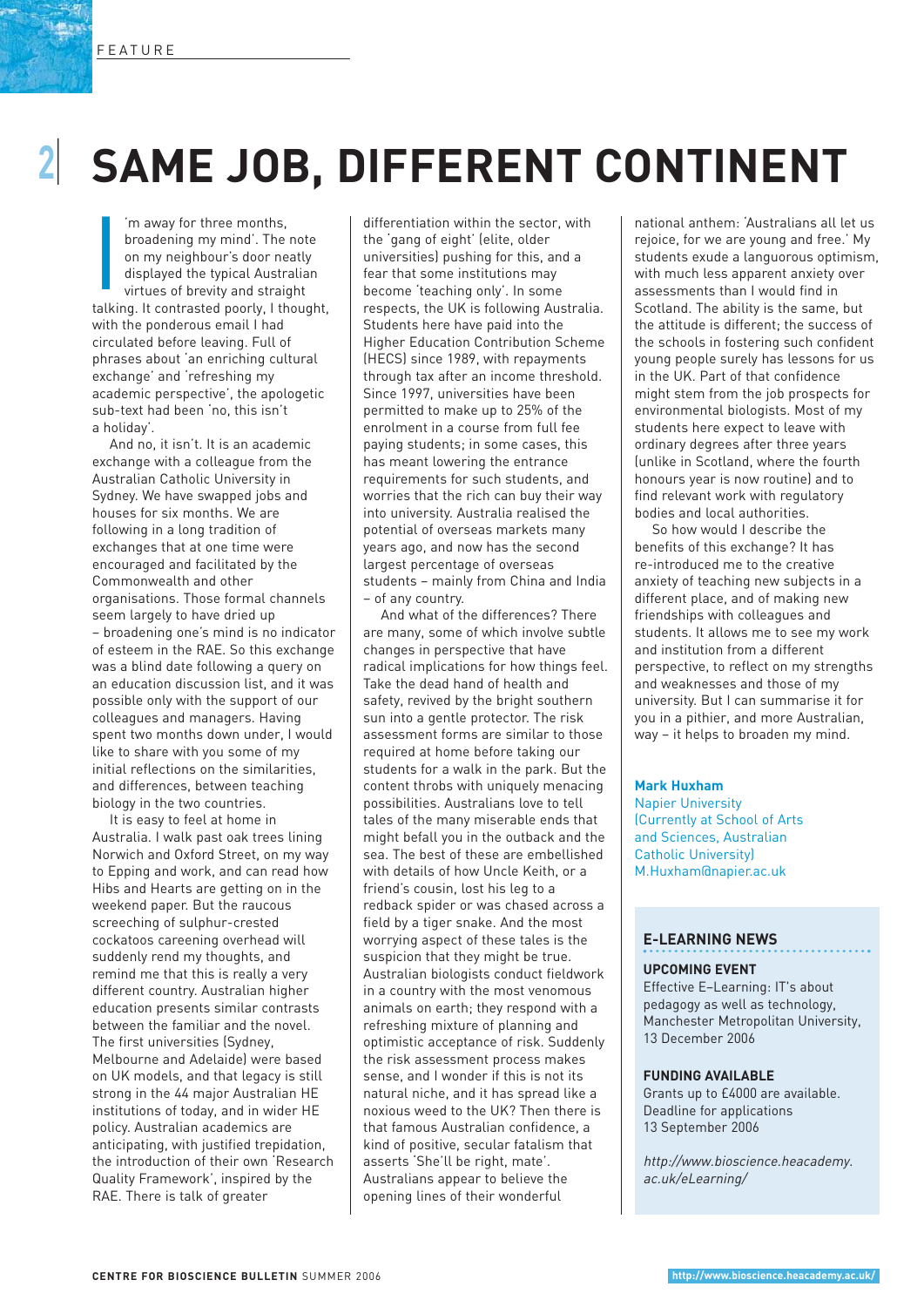# SAME JOB, DIFFERENT CONTINENT

'I'm away for three months, broadening my mind'. The note on my neighbour's door neatly displayed the typical Australian virtues of brevity and straight talking. It contrasted poorly, I thought, with the ponderous email I had circulated before leaving. Full of phrases about 'an enriching cultural exchange' and 'refreshing my academic perspective', the apologetic sub-text had been 'no, this isn't a holiday'.

And no, it isn't. It is an academic exchange with a colleague from the Australian Catholic University in Sydney. We have swapped jobs and houses for six months. We are following in a long tradition of exchanges that at one time were encouraged and facilitated by the Commonwealth and other organisations. Those formal channels seem largely to have dried up – broadening one's mind is no indicator of esteem in the RAE. So this exchange was a blind date following a query on an education discussion list, and it was possible only with the support of our colleagues and managers. Having spent two months down under, I would like to share with you some of my initial reflections on the similarities, and differences, between teaching biology in the two countries.

It is easy to feel at home in Australia. I walk past oak trees lining Norwich and Oxford Street, on my way to Epping and work, and can read how Hibs and Hearts are getting on in the weekend paper. But the raucous screeching of sulphur-crested cockatoos careening overhead will suddenly rend my thoughts, and remind me that this is really a very different country. Australian higher education presents similar contrasts between the familiar and the novel. The first universities (Sydney, Melbourne and Adelaide) were based on UK models, and that legacy is still strong in the 44 major Australian HE institutions of today, and in wider HE policy. Australian academics are anticipating, with justified trepidation, the introduction of their own 'Research Quality Framework', inspired by the RAE. There is talk of greater differentiation within the sector, with the 'gang of eight' (elite, older universities) pushing for this, and a fear that some institutions may become 'teaching only'. In some respects, the UK is following Australia. Students here have paid into the Higher Education Contribution Scheme (HECS) since 1989, with repayments through tax after an income threshold. Since 1997, universities have been permitted to make up to 25% of the enrolment in a course from full fee paying students; in some cases, this has meant lowering the entrance requirements for such students, and worries that the rich can buy their way into university. Australia realised the potential of overseas markets many years ago, and now has the second largest percentage of overseas students – mainly from China and India – of any country.

And what of the differences? There are many, some of which involve subtle changes in perspective that have radical implications for how things feel. Take the dead hand of health and safety, revived by the bright southern sun into a gentle protector. The risk assessment forms are similar to those required at home before taking our students for a walk in the park. But the content throbs with uniquely menacing possibilities. Australians love to tell tales of the many miserable ends that might befall you in the outback and the sea. The best of these are embellished with details of how Uncle Keith, or a friend's cousin, lost his leg to a redback spider or was chased across a field by a tiger snake. And the most worrying aspect of these tales is the suspicion that they might be true. Australian biologists conduct fieldwork in a country with the most venomous animals on earth; they respond with a refreshing mixture of planning and optimistic acceptance of risk. Suddenly the risk assessment process makes sense, and I wonder if this is not its natural niche, and it has spread like a noxious weed to the UK? Then there is that famous Australian confidence, a kind of positive, secular fatalism that asserts 'She'll be right, mate'. Australians appear to believe the opening lines of their wonderful national anthem: 'Australians all let us rejoice, for we are young and free.' My students exude a languorous optimism, with much less apparent anxiety over assessments than I would find in Scotland. The ability is the same, but the attitude is different; the success of the schools in fostering such confident young people surely has lessons for us in the UK. Part of that confidence might stem from the job prospects for environmental biologists. Most of my students here expect to leave with ordinary degrees after three years (unlike in Scotland, where the fourth honours year is now routine) and to find relevant work with regulatory bodies and local authorities.

So how would I describe the benefits of this exchange? It has re-introduced me to the creative anxiety of teaching new subjects in a different place, and of making new friendships with colleagues and students. It allows me to see my work and institution from a different perspective, to reflect on my strengths and weaknesses and those of my university. But I can summarise it for you in a pithier, and more Australian, way – it helps to broaden my mind.

**Mark Huxham**
Napier University
(Currently at School of Arts and Sciences, Australian Catholic University)
M.Huxham@napier.ac.uk

## E-LEARNING NEWS

### UPCOMING EVENT

Effective E-Learning: IT's about pedagogy as well as technology, Manchester Metropolitan University, 13 December 2006

### FUNDING AVAILABLE

Grants up to £4000 are available. Deadline for applications 13 September 2006

*http://www.bioscience.heacademy.ac.uk/eLearning/*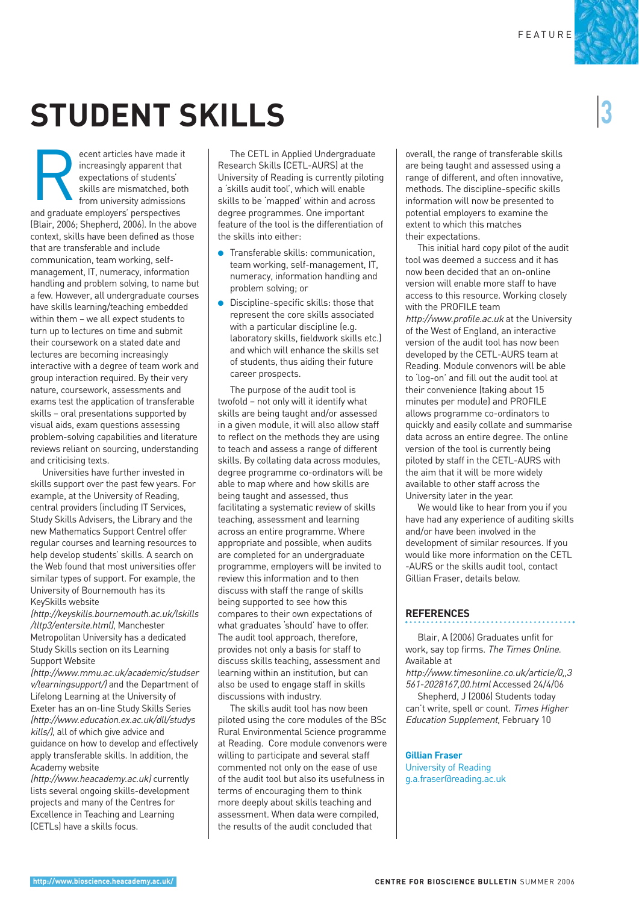# STUDENT SKILLS

Recent articles have made it increasingly apparent that expectations of students' skills are mismatched, both from university admissions and graduate employers' perspectives (Blair, 2006; Shepherd, 2006). In the above context, skills have been defined as those that are transferable and include communication, team working, self-management, IT, numeracy, information handling and problem solving, to name but a few. However, all undergraduate courses have skills learning/teaching embedded within them – we all expect students to turn up to lectures on time and submit their coursework on a stated date and lectures are becoming increasingly interactive with a degree of team work and group interaction required. By their very nature, coursework, assessments and exams test the application of transferable skills – oral presentations supported by visual aids, exam questions assessing problem-solving capabilities and literature reviews reliant on sourcing, understanding and criticising texts.

Universities have further invested in skills support over the past few years. For example, at the University of Reading, central providers (including IT Services, Study Skills Advisers, the Library and the new Mathematics Support Centre) offer regular courses and learning resources to help develop students' skills. A search on the Web found that most universities offer similar types of support. For example, the University of Bournemouth has its KeySkills website *(http://keyskills.bournemouth.ac.uk/lskills/tltp3/entersite.html)*, Manchester Metropolitan University has a dedicated Study Skills section on its Learning Support Website *(http://www.mmu.ac.uk/academic/studserv/learningsupport/)* and the Department of Lifelong Learning at the University of Exeter has an on-line Study Skills Series *(http://www.education.ex.ac.uk/dll/studyskills/)*, all of which give advice and guidance on how to develop and effectively apply transferable skills. In addition, the Academy website *(http://www.heacademy.ac.uk)* currently lists several ongoing skills-development projects and many of the Centres for Excellence in Teaching and Learning (CETLs) have a skills focus.

The CETL in Applied Undergraduate Research Skills (CETL-AURS) at the University of Reading is currently piloting a 'skills audit tool', which will enable skills to be 'mapped' within and across degree programmes. One important feature of the tool is the differentiation of the skills into either:

- Transferable skills: communication, team working, self-management, IT, numeracy, information handling and problem solving; or
- Discipline-specific skills: those that represent the core skills associated with a particular discipline (e.g. laboratory skills, fieldwork skills etc.) and which will enhance the skills set of students, thus aiding their future career prospects.

The purpose of the audit tool is twofold – not only will it identify what skills are being taught and/or assessed in a given module, it will also allow staff to reflect on the methods they are using to teach and assess a range of different skills. By collating data across modules, degree programme co-ordinators will be able to map where and how skills are being taught and assessed, thus facilitating a systematic review of skills teaching, assessment and learning across an entire programme. Where appropriate and possible, when audits are completed for an undergraduate programme, employers will be invited to review this information and to then discuss with staff the range of skills being supported to see how this compares to their own expectations of what graduates 'should' have to offer. The audit tool approach, therefore, provides not only a basis for staff to discuss skills teaching, assessment and learning within an institution, but can also be used to engage staff in skills discussions with industry.

The skills audit tool has now been piloted using the core modules of the BSc Rural Environmental Science programme at Reading. Core module convenors were willing to participate and several staff commented not only on the ease of use of the audit tool but also its usefulness in terms of encouraging them to think more deeply about skills teaching and assessment. When data were compiled, the results of the audit concluded that overall, the range of transferable skills are being taught and assessed using a range of different, and often innovative, methods. The discipline-specific skills information will now be presented to potential employers to examine the extent to which this matches their expectations.

This initial hard copy pilot of the audit tool was deemed a success and it has now been decided that an on-online version will enable more staff to have access to this resource. Working closely with the PROFILE team *http://www.profile.ac.uk* at the University of the West of England, an interactive version of the audit tool has now been developed by the CETL-AURS team at Reading. Module convenors will be able to 'log-on' and fill out the audit tool at their convenience (taking about 15 minutes per module) and PROFILE allows programme co-ordinators to quickly and easily collate and summarise data across an entire degree. The online version of the tool is currently being piloted by staff in the CETL-AURS with the aim that it will be more widely available to other staff across the University later in the year.

We would like to hear from you if you have had any experience of auditing skills and/or have been involved in the development of similar resources. If you would like more information on the CETL -AURS or the skills audit tool, contact Gillian Fraser, details below.

## REFERENCES

Blair, A (2006) Graduates unfit for work, say top firms. *The Times Online*. Available at *http://www.timesonline.co.uk/article/0,,3561-2028167,00.html* Accessed 24/4/06

Shepherd, J (2006) Students today can't write, spell or count. *Times Higher Education Supplement*, February 10

**Gillian Fraser**
University of Reading
g.a.fraser@reading.ac.uk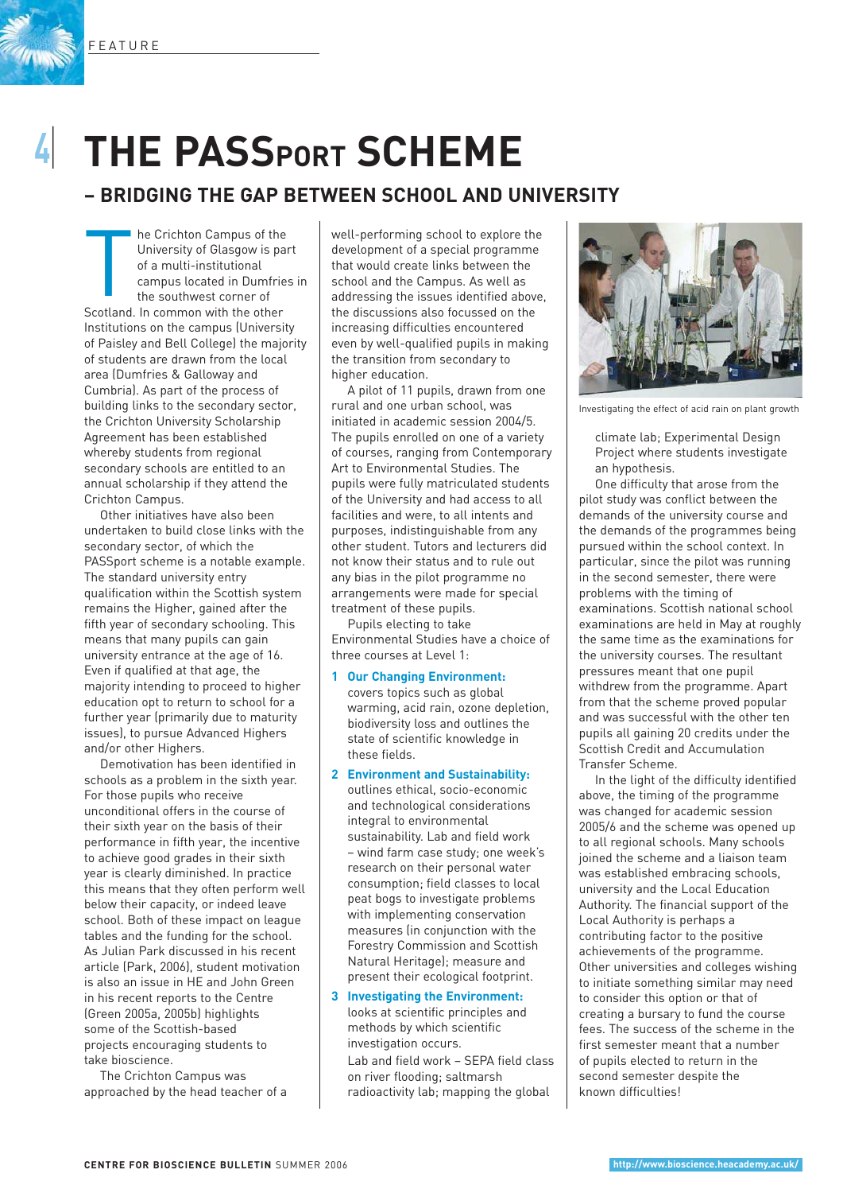# THE PASSport SCHEME

## – BRIDGING THE GAP BETWEEN SCHOOL AND UNIVERSITY

The Crichton Campus of the University of Glasgow is part of a multi-institutional campus located in Dumfries in the southwest corner of Scotland. In common with the other Institutions on the campus (University of Paisley and Bell College) the majority of students are drawn from the local area (Dumfries & Galloway and Cumbria). As part of the process of building links to the secondary sector, the Crichton University Scholarship Agreement has been established whereby students from regional secondary schools are entitled to an annual scholarship if they attend the Crichton Campus.

Other initiatives have also been undertaken to build close links with the secondary sector, of which the PASSport scheme is a notable example. The standard university entry qualification within the Scottish system remains the Higher, gained after the fifth year of secondary schooling. This means that many pupils can gain university entrance at the age of 16. Even if qualified at that age, the majority intending to proceed to higher education opt to return to school for a further year (primarily due to maturity issues), to pursue Advanced Highers and/or other Highers.

Demotivation has been identified in schools as a problem in the sixth year. For those pupils who receive unconditional offers in the course of their sixth year on the basis of their performance in fifth year, the incentive to achieve good grades in their sixth year is clearly diminished. In practice this means that they often perform well below their capacity, or indeed leave school. Both of these impact on league tables and the funding for the school. As Julian Park discussed in his recent article (Park, 2006), student motivation is also an issue in HE and John Green in his recent reports to the Centre (Green 2005a, 2005b) highlights some of the Scottish-based projects encouraging students to take bioscience.

The Crichton Campus was approached by the head teacher of a well-performing school to explore the development of a special programme that would create links between the school and the Campus. As well as addressing the issues identified above, the discussions also focussed on the increasing difficulties encountered even by well-qualified pupils in making the transition from secondary to higher education.

A pilot of 11 pupils, drawn from one rural and one urban school, was initiated in academic session 2004/5. The pupils enrolled on one of a variety of courses, ranging from Contemporary Art to Environmental Studies. The pupils were fully matriculated students of the University and had access to all facilities and were, to all intents and purposes, indistinguishable from any other student. Tutors and lecturers did not know their status and to rule out any bias in the pilot programme no arrangements were made for special treatment of these pupils.

Pupils electing to take Environmental Studies have a choice of three courses at Level 1:

1. **Our Changing Environment:** covers topics such as global warming, acid rain, ozone depletion, biodiversity loss and outlines the state of scientific knowledge in these fields.
2. **Environment and Sustainability:** outlines ethical, socio-economic and technological considerations integral to environmental sustainability. Lab and field work – wind farm case study; one week's research on their personal water consumption; field classes to local peat bogs to investigate problems with implementing conservation measures (in conjunction with the Forestry Commission and Scottish Natural Heritage); measure and present their ecological footprint.
3. **Investigating the Environment:** looks at scientific principles and methods by which scientific investigation occurs.
   Lab and field work – SEPA field class on river flooding; saltmarsh radioactivity lab; mapping the global climate lab; Experimental Design Project where students investigate an hypothesis.

Investigating the effect of acid rain on plant growth

One difficulty that arose from the pilot study was conflict between the demands of the university course and the demands of the programmes being pursued within the school context. In particular, since the pilot was running in the second semester, there were problems with the timing of examinations. Scottish national school examinations are held in May at roughly the same time as the examinations for the university courses. The resultant pressures meant that one pupil withdrew from the programme. Apart from that the scheme proved popular and was successful with the other ten pupils all gaining 20 credits under the Scottish Credit and Accumulation Transfer Scheme.

In the light of the difficulty identified above, the timing of the programme was changed for academic session 2005/6 and the scheme was opened up to all regional schools. Many schools joined the scheme and a liaison team was established embracing schools, university and the Local Education Authority. The financial support of the Local Authority is perhaps a contributing factor to the positive achievements of the programme. Other universities and colleges wishing to initiate something similar may need to consider this option or that of creating a bursary to fund the course fees. The success of the scheme in the first semester meant that a number of pupils elected to return in the second semester despite the known difficulties!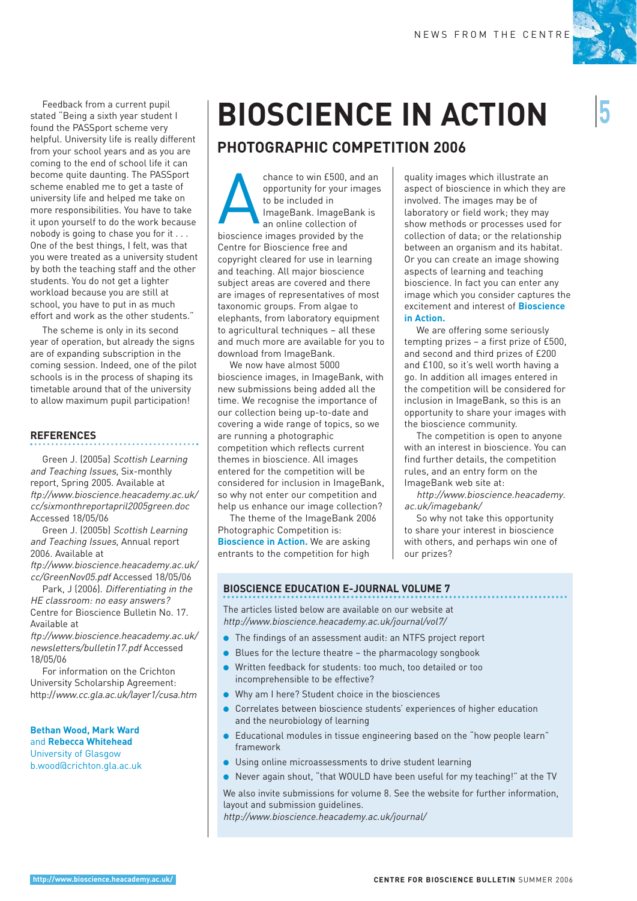Feedback from a current pupil stated "Being a sixth year student I found the PASSport scheme very helpful. University life is really different from your school years and as you are coming to the end of school life it can become quite daunting. The PASSport scheme enabled me to get a taste of university life and helped me take on more responsibilities. You have to take it upon yourself to do the work because nobody is going to chase you for it . . . One of the best things, I felt, was that you were treated as a university student by both the teaching staff and the other students. You do not get a lighter workload because you are still at school, you have to put in as much effort and work as the other students."

The scheme is only in its second year of operation, but already the signs are of expanding subscription in the coming session. Indeed, one of the pilot schools is in the process of shaping its timetable around that of the university to allow maximum pupil participation!

## REFERENCES

Green J. (2005a) *Scottish Learning and Teaching Issues*, Six-monthly report, Spring 2005. Available at *ftp://www.bioscience.heacademy.ac.uk/cc/sixmonthreportapril2005green.doc* Accessed 18/05/06

Green J. (2005b) *Scottish Learning and Teaching Issues*, Annual report 2006. Available at *ftp://www.bioscience.heacademy.ac.uk/cc/GreenNov05.pdf* Accessed 18/05/06

Park, J (2006). *Differentiating in the HE classroom: no easy answers?* Centre for Bioscience Bulletin No. 17. Available at *ftp://www.bioscience.heacademy.ac.uk/newsletters/bulletin17.pdf* Accessed 18/05/06

For information on the Crichton University Scholarship Agreement: http://*www.cc.gla.ac.uk/layer1/cusa.htm*

**Bethan Wood, Mark Ward** and **Rebecca Whitehead**
University of Glasgow
b.wood@crichton.gla.ac.uk

# BIOSCIENCE IN ACTION

## PHOTOGRAPHIC COMPETITION 2006

A chance to win £500, and an opportunity for your images to be included in ImageBank. ImageBank is an online collection of bioscience images provided by the Centre for Bioscience free and copyright cleared for use in learning and teaching. All major bioscience subject areas are covered and there are images of representatives of most taxonomic groups. From algae to elephants, from laboratory equipment to agricultural techniques – all these and much more are available for you to download from ImageBank.

We now have almost 5000 bioscience images, in ImageBank, with new submissions being added all the time. We recognise the importance of our collection being up-to-date and covering a wide range of topics, so we are running a photographic competition which reflects current themes in bioscience. All images entered for the competition will be considered for inclusion in ImageBank, so why not enter our competition and help us enhance our image collection?

The theme of the ImageBank 2006 Photographic Competition is: **Bioscience in Action.** We are asking entrants to the competition for high quality images which illustrate an aspect of bioscience in which they are involved. The images may be of laboratory or field work; they may show methods or processes used for collection of data; or the relationship between an organism and its habitat. Or you can create an image showing aspects of learning and teaching bioscience. In fact you can enter any image which you consider captures the excitement and interest of **Bioscience in Action.**

We are offering some seriously tempting prizes – a first prize of £500, and second and third prizes of £200 and £100, so it's well worth having a go. In addition all images entered in the competition will be considered for inclusion in ImageBank, so this is an opportunity to share your images with the bioscience community.

The competition is open to anyone with an interest in bioscience. You can find further details, the competition rules, and an entry form on the ImageBank web site at:

*http://www.bioscience.heacademy.ac.uk/imagebank/*

So why not take this opportunity to share your interest in bioscience with others, and perhaps win one of our prizes?

### BIOSCIENCE EDUCATION E-JOURNAL VOLUME 7

The articles listed below are available on our website at *http://www.bioscience.heacademy.ac.uk/journal/vol7/*

- The findings of an assessment audit: an NTFS project report
- Blues for the lecture theatre – the pharmacology songbook
- Written feedback for students: too much, too detailed or too incomprehensible to be effective?
- Why am I here? Student choice in the biosciences
- Correlates between bioscience students' experiences of higher education and the neurobiology of learning
- Educational modules in tissue engineering based on the "how people learn" framework
- Using online microassessments to drive student learning
- Never again shout, "that WOULD have been useful for my teaching!" at the TV

We also invite submissions for volume 8. See the website for further information, layout and submission guidelines.
*http://www.bioscience.heacademy.ac.uk/journal/*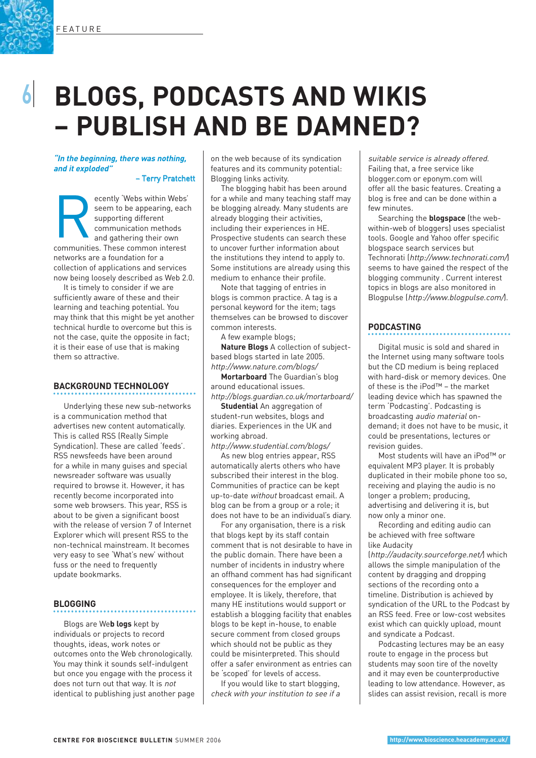# BLOGS, PODCASTS AND WIKIS – PUBLISH AND BE DAMNED?

*"In the beginning, there was nothing, and it exploded"*

– Terry Pratchett

Recently 'Webs within Webs' seem to be appearing, each supporting different communication methods and gathering their own communities. These common interest networks are a foundation for a collection of applications and services now being loosely described as Web 2.0.

It is timely to consider if we are sufficiently aware of these and their learning and teaching potential. You may think that this might be yet another technical hurdle to overcome but this is not the case, quite the opposite in fact; it is their ease of use that is making them so attractive.

## BACKGROUND TECHNOLOGY

Underlying these new sub-networks is a communication method that advertises new content automatically. This is called RSS (Really Simple Syndication). These are called 'feeds'. RSS newsfeeds have been around for a while in many guises and special newsreader software was usually required to browse it. However, it has recently become incorporated into some web browsers. This year, RSS is about to be given a significant boost with the release of version 7 of Internet Explorer which will present RSS to the non-technical mainstream. It becomes very easy to see 'What's new' without fuss or the need to frequently update bookmarks.

## BLOGGING

Blogs are We**b logs** kept by individuals or projects to record thoughts, ideas, work notes or outcomes onto the Web chronologically. You may think it sounds self-indulgent but once you engage with the process it does not turn out that way. It is *not* identical to publishing just another page on the web because of its syndication features and its community potential: Blogging links activity.

The blogging habit has been around for a while and many teaching staff may be blogging already. Many students are already blogging their activities, including their experiences in HE. Prospective students can search these to uncover further information about the institutions they intend to apply to. Some institutions are already using this medium to enhance their profile.

Note that tagging of entries in blogs is common practice. A tag is a personal keyword for the item; tags themselves can be browsed to discover common interests.

A few example blogs;

**Nature Blogs** A collection of subject-based blogs started in late 2005. *http://www.nature.com/blogs/*

**Mortarboard** The Guardian's blog around educational issues. *http://blogs.guardian.co.uk/mortarboard/*

**Studential** An aggregation of student-run websites, blogs and diaries. Experiences in the UK and working abroad. *http://www.studential.com/blogs/*

As new blog entries appear, RSS automatically alerts others who have subscribed their interest in the blog. Communities of practice can be kept up-to-date *without* broadcast email. A blog can be from a group or a role; it does not have to be an individual's diary.

For any organisation, there is a risk that blogs kept by its staff contain comment that is not desirable to have in the public domain. There have been a number of incidents in industry where an offhand comment has had significant consequences for the employer and employee. It is likely, therefore, that many HE institutions would support or establish a blogging facility that enables blogs to be kept in-house, to enable secure comment from closed groups which should not be public as they could be misinterpreted. This should offer a safer environment as entries can be 'scoped' for levels of access.

If you would like to start blogging, *check with your institution to see if a suitable service is already offered.* Failing that, a free service like blogger.com or eponym.com will offer all the basic features. Creating a blog is free and can be done within a few minutes.

Searching the **blogspace** (the web-within-web of bloggers) uses specialist tools. Google and Yahoo offer specific blogspace search services but Technorati (*http://www.technorati.com/*) seems to have gained the respect of the blogging community . Current interest topics in blogs are also monitored in Blogpulse (*http://www.blogpulse.com/*).

## PODCASTING

Digital music is sold and shared in the Internet using many software tools but the CD medium is being replaced with hard-disk or memory devices. One of these is the iPod™ – the market leading device which has spawned the term 'Podcasting'. Podcasting is broadcasting *audio material* on-demand; it does not have to be music, it could be presentations, lectures or revision guides.

Most students will have an iPod™ or equivalent MP3 player. It is probably duplicated in their mobile phone too so, receiving and playing the audio is no longer a problem; producing, advertising and delivering it is, but now only a minor one.

Recording and editing audio can be achieved with free software like Audacity (*http://audacity.sourceforge.net/*) which allows the simple manipulation of the content by dragging and dropping sections of the recording onto a timeline. Distribution is achieved by syndication of the URL to the Podcast by an RSS feed. Free or low-cost websites exist which can quickly upload, mount and syndicate a Podcast.

Podcasting lectures may be an easy route to engage in the process but students may soon tire of the novelty and it may even be counterproductive leading to low attendance. However, as slides can assist revision, recall is more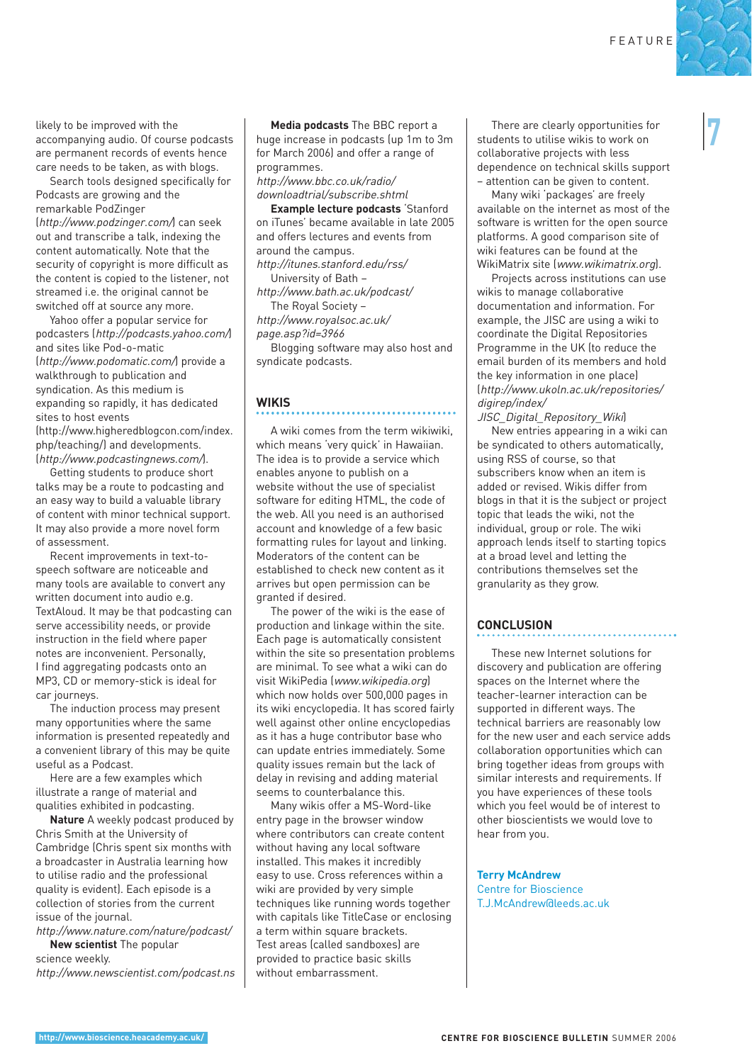likely to be improved with the accompanying audio. Of course podcasts are permanent records of events hence care needs to be taken, as with blogs.

Search tools designed specifically for Podcasts are growing and the remarkable PodZinger (*http://www.podzinger.com/*) can seek out and transcribe a talk, indexing the content automatically. Note that the security of copyright is more difficult as the content is copied to the listener, not streamed i.e. the original cannot be switched off at source any more.

Yahoo offer a popular service for podcasters (*http://podcasts.yahoo.com/*) and sites like Pod-o-matic (*http://www.podomatic.com/*) provide a walkthrough to publication and syndication. As this medium is expanding so rapidly, it has dedicated sites to host events (http://www.higheredblogcon.com/index.php/teaching/) and developments. (*http://www.podcastingnews.com/*).

Getting students to produce short talks may be a route to podcasting and an easy way to build a valuable library of content with minor technical support. It may also provide a more novel form of assessment.

Recent improvements in text-to-speech software are noticeable and many tools are available to convert any written document into audio e.g. TextAloud. It may be that podcasting can serve accessibility needs, or provide instruction in the field where paper notes are inconvenient. Personally, I find aggregating podcasts onto an MP3, CD or memory-stick is ideal for car journeys.

The induction process may present many opportunities where the same information is presented repeatedly and a convenient library of this may be quite useful as a Podcast.

Here are a few examples which illustrate a range of material and qualities exhibited in podcasting.

**Nature** A weekly podcast produced by Chris Smith at the University of Cambridge (Chris spent six months with a broadcaster in Australia learning how to utilise radio and the professional quality is evident). Each episode is a collection of stories from the current issue of the journal.
*http://www.nature.com/nature/podcast/*

**New scientist** The popular science weekly.
*http://www.newscientist.com/podcast.ns*

**Media podcasts** The BBC report a huge increase in podcasts (up 1m to 3m for March 2006) and offer a range of programmes.
*http://www.bbc.co.uk/radio/downloadtrial/subscribe.shtml*

**Example lecture podcasts** 'Stanford on iTunes' became available in late 2005 and offers lectures and events from around the campus.
*http://itunes.stanford.edu/rss/*

University of Bath – *http://www.bath.ac.uk/podcast/*

The Royal Society – *http://www.royalsoc.ac.uk/page.asp?id=3966*

Blogging software may also host and syndicate podcasts.

## WIKIS

A wiki comes from the term wikiwiki, which means 'very quick' in Hawaiian. The idea is to provide a service which enables anyone to publish on a website without the use of specialist software for editing HTML, the code of the web. All you need is an authorised account and knowledge of a few basic formatting rules for layout and linking. Moderators of the content can be established to check new content as it arrives but open permission can be granted if desired.

The power of the wiki is the ease of production and linkage within the site. Each page is automatically consistent within the site so presentation problems are minimal. To see what a wiki can do visit WikiPedia (*www.wikipedia.org*) which now holds over 500,000 pages in its wiki encyclopedia. It has scored fairly well against other online encyclopedias as it has a huge contributor base who can update entries immediately. Some quality issues remain but the lack of delay in revising and adding material seems to counterbalance this.

Many wikis offer a MS-Word-like entry page in the browser window where contributors can create content without having any local software installed. This makes it incredibly easy to use. Cross references within a wiki are provided by very simple techniques like running words together with capitals like TitleCase or enclosing a term within square brackets. Test areas (called sandboxes) are provided to practice basic skills without embarrassment.

There are clearly opportunities for students to utilise wikis to work on collaborative projects with less dependence on technical skills support – attention can be given to content.

Many wiki 'packages' are freely available on the internet as most of the software is written for the open source platforms. A good comparison site of wiki features can be found at the WikiMatrix site (*www.wikimatrix.org*).

Projects across institutions can use wikis to manage collaborative documentation and information. For example, the JISC are using a wiki to coordinate the Digital Repositories Programme in the UK (to reduce the email burden of its members and hold the key information in one place) (*http://www.ukoln.ac.uk/repositories/digirep/index/JISC_Digital_Repository_Wiki*)

New entries appearing in a wiki can be syndicated to others automatically, using RSS of course, so that subscribers know when an item is added or revised. Wikis differ from blogs in that it is the subject or project topic that leads the wiki, not the individual, group or role. The wiki approach lends itself to starting topics at a broad level and letting the contributions themselves set the granularity as they grow.

## CONCLUSION

These new Internet solutions for discovery and publication are offering spaces on the Internet where the teacher-learner interaction can be supported in different ways. The technical barriers are reasonably low for the new user and each service adds collaboration opportunities which can bring together ideas from groups with similar interests and requirements. If you have experiences of these tools which you feel would be of interest to other bioscientists we would love to hear from you.

**Terry McAndrew**
Centre for Bioscience
T.J.McAndrew@leeds.ac.uk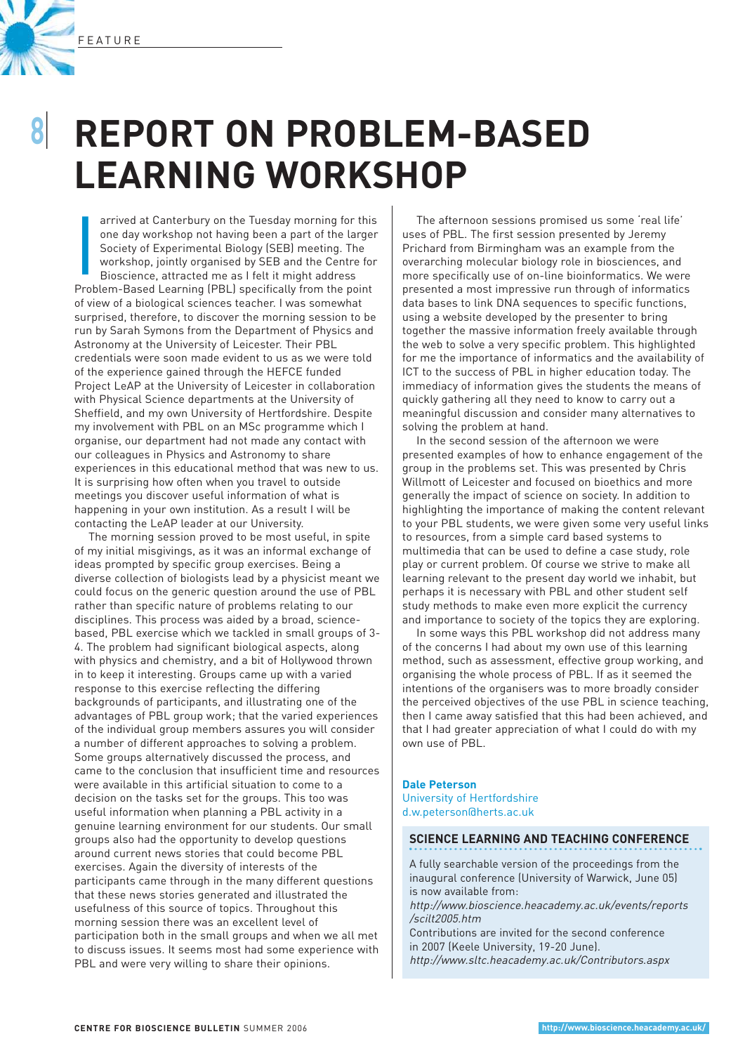# REPORT ON PROBLEM-BASED LEARNING WORKSHOP

I arrived at Canterbury on the Tuesday morning for this one day workshop not having been a part of the larger Society of Experimental Biology (SEB) meeting. The workshop, jointly organised by SEB and the Centre for Bioscience, attracted me as I felt it might address Problem-Based Learning (PBL) specifically from the point of view of a biological sciences teacher. I was somewhat surprised, therefore, to discover the morning session to be run by Sarah Symons from the Department of Physics and Astronomy at the University of Leicester. Their PBL credentials were soon made evident to us as we were told of the experience gained through the HEFCE funded Project LeAP at the University of Leicester in collaboration with Physical Science departments at the University of Sheffield, and my own University of Hertfordshire. Despite my involvement with PBL on an MSc programme which I organise, our department had not made any contact with our colleagues in Physics and Astronomy to share experiences in this educational method that was new to us. It is surprising how often when you travel to outside meetings you discover useful information of what is happening in your own institution. As a result I will be contacting the LeAP leader at our University.

The morning session proved to be most useful, in spite of my initial misgivings, as it was an informal exchange of ideas prompted by specific group exercises. Being a diverse collection of biologists lead by a physicist meant we could focus on the generic question around the use of PBL rather than specific nature of problems relating to our disciplines. This process was aided by a broad, science-based, PBL exercise which we tackled in small groups of 3-4. The problem had significant biological aspects, along with physics and chemistry, and a bit of Hollywood thrown in to keep it interesting. Groups came up with a varied response to this exercise reflecting the differing backgrounds of participants, and illustrating one of the advantages of PBL group work; that the varied experiences of the individual group members assures you will consider a number of different approaches to solving a problem. Some groups alternatively discussed the process, and came to the conclusion that insufficient time and resources were available in this artificial situation to come to a decision on the tasks set for the groups. This too was useful information when planning a PBL activity in a genuine learning environment for our students. Our small groups also had the opportunity to develop questions around current news stories that could become PBL exercises. Again the diversity of interests of the participants came through in the many different questions that these news stories generated and illustrated the usefulness of this source of topics. Throughout this morning session there was an excellent level of participation both in the small groups and when we all met to discuss issues. It seems most had some experience with PBL and were very willing to share their opinions.

The afternoon sessions promised us some 'real life' uses of PBL. The first session presented by Jeremy Prichard from Birmingham was an example from the overarching molecular biology role in biosciences, and more specifically use of on-line bioinformatics. We were presented a most impressive run through of informatics data bases to link DNA sequences to specific functions, using a website developed by the presenter to bring together the massive information freely available through the web to solve a very specific problem. This highlighted for me the importance of informatics and the availability of ICT to the success of PBL in higher education today. The immediacy of information gives the students the means of quickly gathering all they need to know to carry out a meaningful discussion and consider many alternatives to solving the problem at hand.

In the second session of the afternoon we were presented examples of how to enhance engagement of the group in the problems set. This was presented by Chris Willmott of Leicester and focused on bioethics and more generally the impact of science on society. In addition to highlighting the importance of making the content relevant to your PBL students, we were given some very useful links to resources, from a simple card based systems to multimedia that can be used to define a case study, role play or current problem. Of course we strive to make all learning relevant to the present day world we inhabit, but perhaps it is necessary with PBL and other student self study methods to make even more explicit the currency and importance to society of the topics they are exploring.

In some ways this PBL workshop did not address many of the concerns I had about my own use of this learning method, such as assessment, effective group working, and organising the whole process of PBL. If as it seemed the intentions of the organisers was to more broadly consider the perceived objectives of the use PBL in science teaching, then I came away satisfied that this had been achieved, and that I had greater appreciation of what I could do with my own use of PBL.

**Dale Peterson**
University of Hertfordshire
d.w.peterson@herts.ac.uk

## SCIENCE LEARNING AND TEACHING CONFERENCE

A fully searchable version of the proceedings from the inaugural conference (University of Warwick, June 05) is now available from:
*http://www.bioscience.heacademy.ac.uk/events/reports/scilt2005.htm*
Contributions are invited for the second conference in 2007 (Keele University, 19-20 June).
*http://www.sltc.heacademy.ac.uk/Contributors.aspx*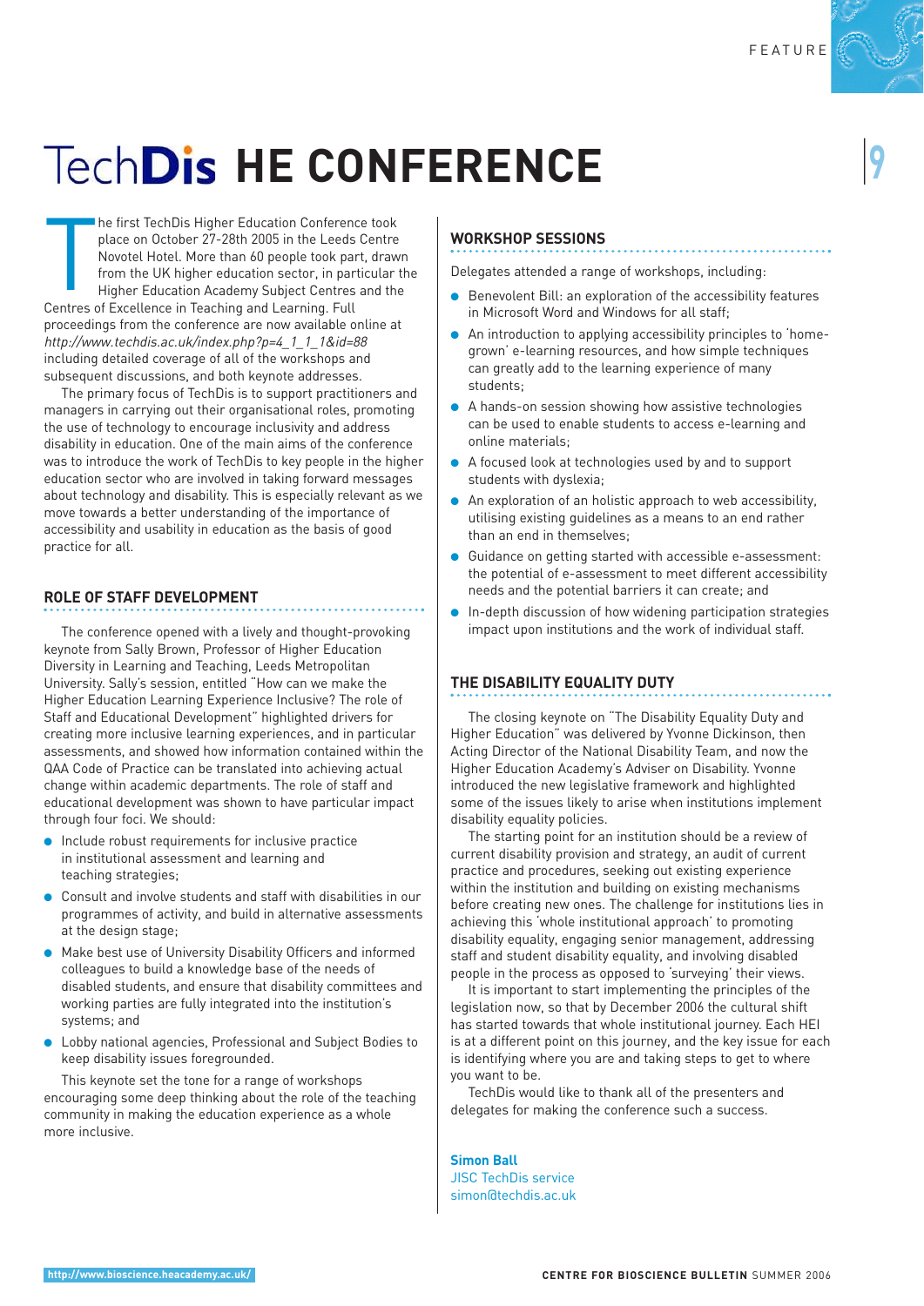# TechDis HE CONFERENCE

The first TechDis Higher Education Conference took place on October 27-28th 2005 in the Leeds Centre Novotel Hotel. More than 60 people took part, drawn from the UK higher education sector, in particular the Higher Education Academy Subject Centres and the Centres of Excellence in Teaching and Learning. Full proceedings from the conference are now available online at *http://www.techdis.ac.uk/index.php?p=4_1_1_1&id=88* including detailed coverage of all of the workshops and subsequent discussions, and both keynote addresses.

The primary focus of TechDis is to support practitioners and managers in carrying out their organisational roles, promoting the use of technology to encourage inclusivity and address disability in education. One of the main aims of the conference was to introduce the work of TechDis to key people in the higher education sector who are involved in taking forward messages about technology and disability. This is especially relevant as we move towards a better understanding of the importance of accessibility and usability in education as the basis of good practice for all.

## ROLE OF STAFF DEVELOPMENT

The conference opened with a lively and thought-provoking keynote from Sally Brown, Professor of Higher Education Diversity in Learning and Teaching, Leeds Metropolitan University. Sally's session, entitled "How can we make the Higher Education Learning Experience Inclusive? The role of Staff and Educational Development" highlighted drivers for creating more inclusive learning experiences, and in particular assessments, and showed how information contained within the QAA Code of Practice can be translated into achieving actual change within academic departments. The role of staff and educational development was shown to have particular impact through four foci. We should:

- Include robust requirements for inclusive practice in institutional assessment and learning and teaching strategies;
- Consult and involve students and staff with disabilities in our programmes of activity, and build in alternative assessments at the design stage;
- Make best use of University Disability Officers and informed colleagues to build a knowledge base of the needs of disabled students, and ensure that disability committees and working parties are fully integrated into the institution's systems; and
- Lobby national agencies, Professional and Subject Bodies to keep disability issues foregrounded.

This keynote set the tone for a range of workshops encouraging some deep thinking about the role of the teaching community in making the education experience as a whole more inclusive.

## WORKSHOP SESSIONS

Delegates attended a range of workshops, including:

- Benevolent Bill: an exploration of the accessibility features in Microsoft Word and Windows for all staff;
- An introduction to applying accessibility principles to 'home-grown' e-learning resources, and how simple techniques can greatly add to the learning experience of many students;
- A hands-on session showing how assistive technologies can be used to enable students to access e-learning and online materials;
- A focused look at technologies used by and to support students with dyslexia;
- An exploration of an holistic approach to web accessibility, utilising existing guidelines as a means to an end rather than an end in themselves;
- Guidance on getting started with accessible e-assessment: the potential of e-assessment to meet different accessibility needs and the potential barriers it can create; and
- In-depth discussion of how widening participation strategies impact upon institutions and the work of individual staff.

## THE DISABILITY EQUALITY DUTY

The closing keynote on "The Disability Equality Duty and Higher Education" was delivered by Yvonne Dickinson, then Acting Director of the National Disability Team, and now the Higher Education Academy's Adviser on Disability. Yvonne introduced the new legislative framework and highlighted some of the issues likely to arise when institutions implement disability equality policies.

The starting point for an institution should be a review of current disability provision and strategy, an audit of current practice and procedures, seeking out existing experience within the institution and building on existing mechanisms before creating new ones. The challenge for institutions lies in achieving this 'whole institutional approach' to promoting disability equality, engaging senior management, addressing staff and student disability equality, and involving disabled people in the process as opposed to 'surveying' their views.

It is important to start implementing the principles of the legislation now, so that by December 2006 the cultural shift has started towards that whole institutional journey. Each HEI is at a different point on this journey, and the key issue for each is identifying where you are and taking steps to get to where you want to be.

TechDis would like to thank all of the presenters and delegates for making the conference such a success.

**Simon Ball**
JISC TechDis service
simon@techdis.ac.uk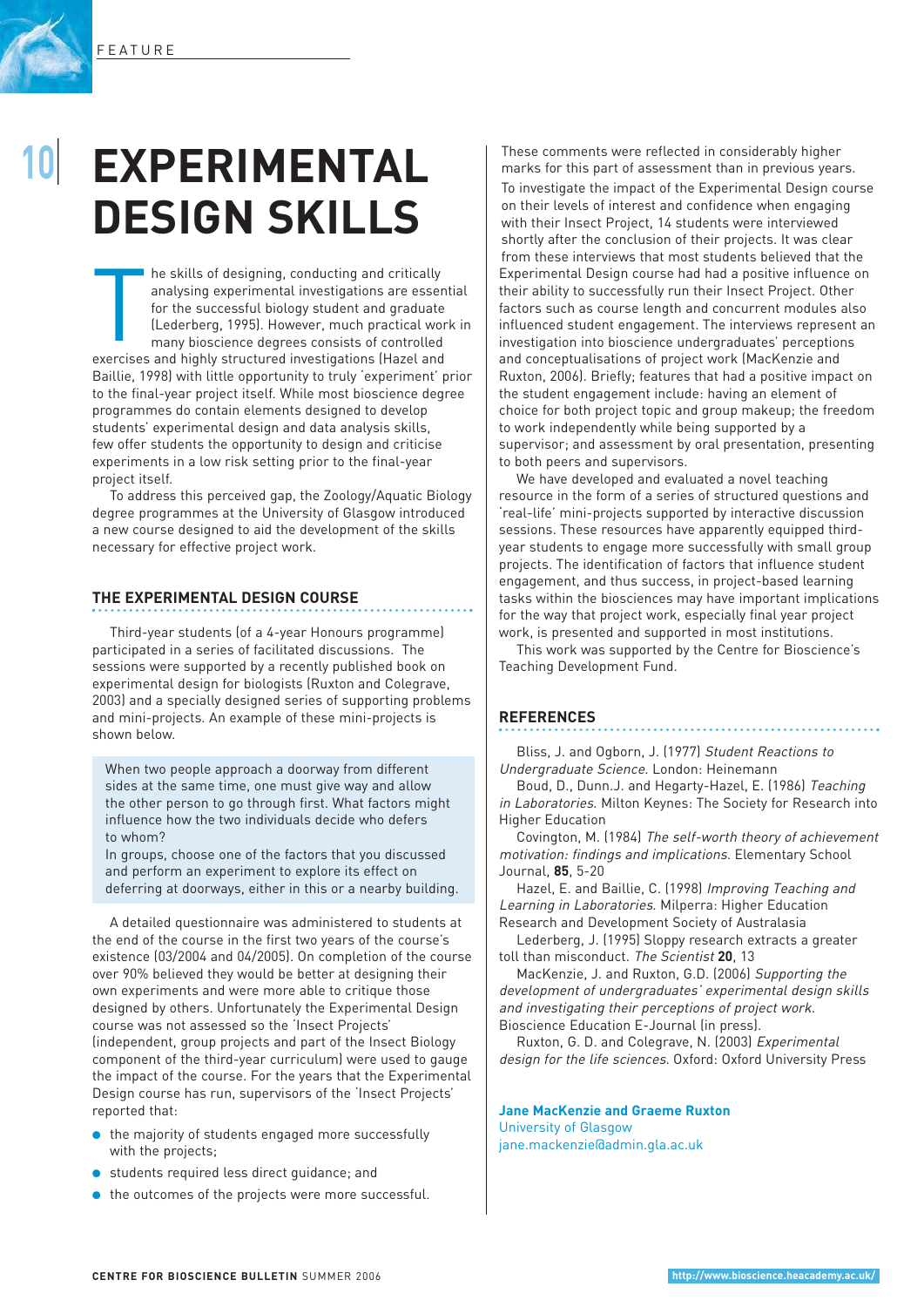# EXPERIMENTAL DESIGN SKILLS

The skills of designing, conducting and critically analysing experimental investigations are essential for the successful biology student and graduate (Lederberg, 1995). However, much practical work in many bioscience degrees consists of controlled exercises and highly structured investigations (Hazel and Baillie, 1998) with little opportunity to truly 'experiment' prior to the final-year project itself. While most bioscience degree programmes do contain elements designed to develop students' experimental design and data analysis skills, few offer students the opportunity to design and criticise experiments in a low risk setting prior to the final-year project itself.

To address this perceived gap, the Zoology/Aquatic Biology degree programmes at the University of Glasgow introduced a new course designed to aid the development of the skills necessary for effective project work.

## THE EXPERIMENTAL DESIGN COURSE

Third-year students (of a 4-year Honours programme) participated in a series of facilitated discussions. The sessions were supported by a recently published book on experimental design for biologists (Ruxton and Colegrave, 2003) and a specially designed series of supporting problems and mini-projects. An example of these mini-projects is shown below.

> When two people approach a doorway from different sides at the same time, one must give way and allow the other person to go through first. What factors might influence how the two individuals decide who defers to whom?
>
> In groups, choose one of the factors that you discussed and perform an experiment to explore its effect on deferring at doorways, either in this or a nearby building.

A detailed questionnaire was administered to students at the end of the course in the first two years of the course's existence (03/2004 and 04/2005). On completion of the course over 90% believed they would be better at designing their own experiments and were more able to critique those designed by others. Unfortunately the Experimental Design course was not assessed so the 'Insect Projects' (independent, group projects and part of the Insect Biology component of the third-year curriculum) were used to gauge the impact of the course. For the years that the Experimental Design course has run, supervisors of the 'Insect Projects' reported that:

- the majority of students engaged more successfully with the projects;
- students required less direct guidance; and
- the outcomes of the projects were more successful.

These comments were reflected in considerably higher marks for this part of assessment than in previous years.

To investigate the impact of the Experimental Design course on their levels of interest and confidence when engaging with their Insect Project, 14 students were interviewed shortly after the conclusion of their projects. It was clear from these interviews that most students believed that the Experimental Design course had had a positive influence on their ability to successfully run their Insect Project. Other factors such as course length and concurrent modules also influenced student engagement. The interviews represent an investigation into bioscience undergraduates' perceptions and conceptualisations of project work (MacKenzie and Ruxton, 2006). Briefly; features that had a positive impact on the student engagement include: having an element of choice for both project topic and group makeup; the freedom to work independently while being supported by a supervisor; and assessment by oral presentation, presenting to both peers and supervisors.

We have developed and evaluated a novel teaching resource in the form of a series of structured questions and 'real-life' mini-projects supported by interactive discussion sessions. These resources have apparently equipped third-year students to engage more successfully with small group projects. The identification of factors that influence student engagement, and thus success, in project-based learning tasks within the biosciences may have important implications for the way that project work, especially final year project work, is presented and supported in most institutions.

This work was supported by the Centre for Bioscience's Teaching Development Fund.

## REFERENCES

Bliss, J. and Ogborn, J. (1977) *Student Reactions to Undergraduate Science*. London: Heinemann

Boud, D., Dunn.J. and Hegarty-Hazel, E. (1986) *Teaching in Laboratories*. Milton Keynes: The Society for Research into Higher Education

Covington, M. (1984) *The self-worth theory of achievement motivation: findings and implications*. Elementary School Journal, **85**, 5-20

Hazel, E. and Baillie, C. (1998) *Improving Teaching and Learning in Laboratories*. Milperra: Higher Education Research and Development Society of Australasia

Lederberg, J. (1995) Sloppy research extracts a greater toll than misconduct. *The Scientist* **20**, 13

MacKenzie, J. and Ruxton, G.D. (2006) *Supporting the development of undergraduates' experimental design skills and investigating their perceptions of project work*. Bioscience Education E-Journal (in press).

Ruxton, G. D. and Colegrave, N. (2003) *Experimental design for the life sciences*. Oxford: Oxford University Press

**Jane MacKenzie and Graeme Ruxton**
University of Glasgow
jane.mackenzie@admin.gla.ac.uk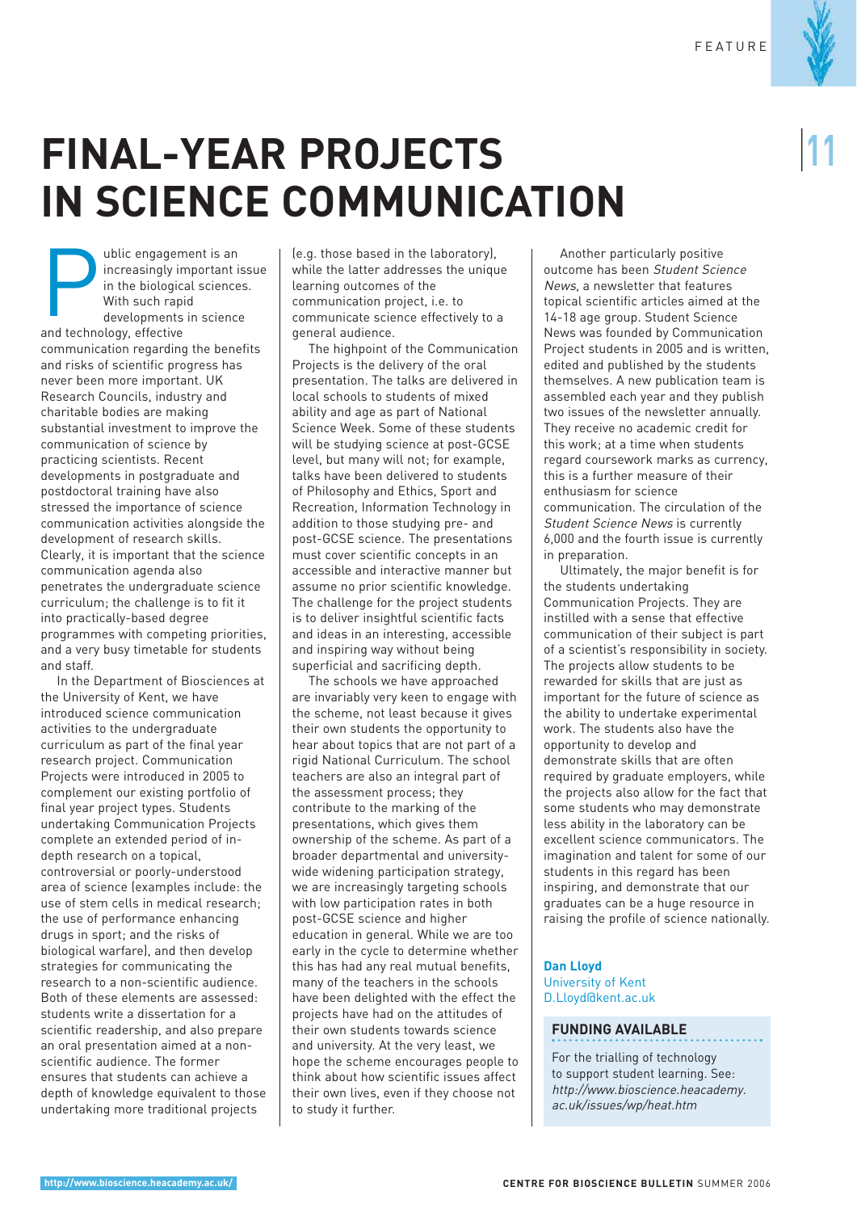# FINAL-YEAR PROJECTS IN SCIENCE COMMUNICATION

Public engagement is an increasingly important issue in the biological sciences. With such rapid developments in science and technology, effective communication regarding the benefits and risks of scientific progress has never been more important. UK Research Councils, industry and charitable bodies are making substantial investment to improve the communication of science by practicing scientists. Recent developments in postgraduate and postdoctoral training have also stressed the importance of science communication activities alongside the development of research skills. Clearly, it is important that the science communication agenda also penetrates the undergraduate science curriculum; the challenge is to fit it into practically-based degree programmes with competing priorities, and a very busy timetable for students and staff.

In the Department of Biosciences at the University of Kent, we have introduced science communication activities to the undergraduate curriculum as part of the final year research project. Communication Projects were introduced in 2005 to complement our existing portfolio of final year project types. Students undertaking Communication Projects complete an extended period of in-depth research on a topical, controversial or poorly-understood area of science (examples include: the use of stem cells in medical research; the use of performance enhancing drugs in sport; and the risks of biological warfare), and then develop strategies for communicating the research to a non-scientific audience. Both of these elements are assessed: students write a dissertation for a scientific readership, and also prepare an oral presentation aimed at a non-scientific audience. The former ensures that students can achieve a depth of knowledge equivalent to those undertaking more traditional projects (e.g. those based in the laboratory), while the latter addresses the unique learning outcomes of the communication project, i.e. to communicate science effectively to a general audience.

The highpoint of the Communication Projects is the delivery of the oral presentation. The talks are delivered in local schools to students of mixed ability and age as part of National Science Week. Some of these students will be studying science at post-GCSE level, but many will not; for example, talks have been delivered to students of Philosophy and Ethics, Sport and Recreation, Information Technology in addition to those studying pre- and post-GCSE science. The presentations must cover scientific concepts in an accessible and interactive manner but assume no prior scientific knowledge. The challenge for the project students is to deliver insightful scientific facts and ideas in an interesting, accessible and inspiring way without being superficial and sacrificing depth.

The schools we have approached are invariably very keen to engage with the scheme, not least because it gives their own students the opportunity to hear about topics that are not part of a rigid National Curriculum. The school teachers are also an integral part of the assessment process; they contribute to the marking of the presentations, which gives them ownership of the scheme. As part of a broader departmental and university-wide widening participation strategy, we are increasingly targeting schools with low participation rates in both post-GCSE science and higher education in general. While we are too early in the cycle to determine whether this has had any real mutual benefits, many of the teachers in the schools have been delighted with the effect the projects have had on the attitudes of their own students towards science and university. At the very least, we hope the scheme encourages people to think about how scientific issues affect their own lives, even if they choose not to study it further.

Another particularly positive outcome has been *Student Science News*, a newsletter that features topical scientific articles aimed at the 14-18 age group. Student Science News was founded by Communication Project students in 2005 and is written, edited and published by the students themselves. A new publication team is assembled each year and they publish two issues of the newsletter annually. They receive no academic credit for this work; at a time when students regard coursework marks as currency, this is a further measure of their enthusiasm for science communication. The circulation of the *Student Science News* is currently 6,000 and the fourth issue is currently in preparation.

Ultimately, the major benefit is for the students undertaking Communication Projects. They are instilled with a sense that effective communication of their subject is part of a scientist's responsibility in society. The projects allow students to be rewarded for skills that are just as important for the future of science as the ability to undertake experimental work. The students also have the opportunity to develop and demonstrate skills that are often required by graduate employers, while the projects also allow for the fact that some students who may demonstrate less ability in the laboratory can be excellent science communicators. The imagination and talent for some of our students in this regard has been inspiring, and demonstrate that our graduates can be a huge resource in raising the profile of science nationally.

**Dan Lloyd**
University of Kent
D.Lloyd@kent.ac.uk

## FUNDING AVAILABLE

For the trialling of technology to support student learning. See: *http://www.bioscience.heacademy.ac.uk/issues/wp/heat.htm*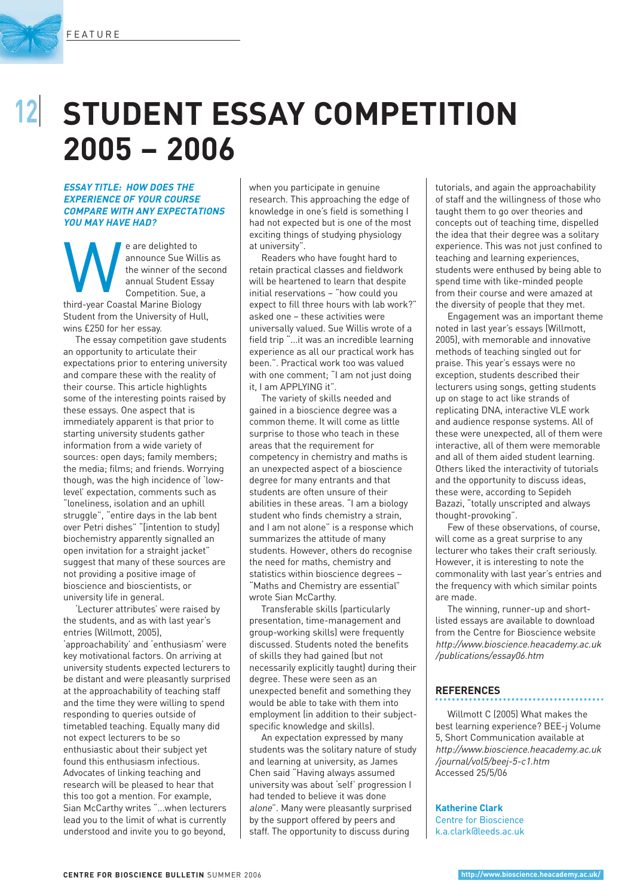# STUDENT ESSAY COMPETITION 2005 – 2006

***ESSAY TITLE: HOW DOES THE EXPERIENCE OF YOUR COURSE COMPARE WITH ANY EXPECTATIONS YOU MAY HAVE HAD?***

We are delighted to announce Sue Willis as the winner of the second annual Student Essay Competition. Sue, a third-year Coastal Marine Biology Student from the University of Hull, wins £250 for her essay.

The essay competition gave students an opportunity to articulate their expectations prior to entering university and compare these with the reality of their course. This article highlights some of the interesting points raised by these essays. One aspect that is immediately apparent is that prior to starting university students gather information from a wide variety of sources: open days; family members; the media; films; and friends. Worrying though, was the high incidence of 'low-level' expectation, comments such as "loneliness, isolation and an uphill struggle", "entire days in the lab bent over Petri dishes" "[intention to study] biochemistry apparently signalled an open invitation for a straight jacket" suggest that many of these sources are not providing a positive image of bioscience and bioscientists, or university life in general.

'Lecturer attributes' were raised by the students, and as with last year's entries (Willmott, 2005), 'approachability' and 'enthusiasm' were key motivational factors. On arriving at university students expected lecturers to be distant and were pleasantly surprised at the approachability of teaching staff and the time they were willing to spend responding to queries outside of timetabled teaching. Equally many did not expect lecturers to be so enthusiastic about their subject yet found this enthusiasm infectious. Advocates of linking teaching and research will be pleased to hear that this too got a mention. For example, Sian McCarthy writes "...when lecturers lead you to the limit of what is currently understood and invite you to go beyond, when you participate in genuine research. This approaching the edge of knowledge in one's field is something I had not expected but is one of the most exciting things of studying physiology at university".

Readers who have fought hard to retain practical classes and fieldwork will be heartened to learn that despite initial reservations – "how could you expect to fill three hours with lab work?" asked one – these activities were universally valued. Sue Willis wrote of a field trip "...it was an incredible learning experience as all our practical work has been.". Practical work too was valued with one comment; "I am not just doing it, I am APPLYING it".

The variety of skills needed and gained in a bioscience degree was a common theme. It will come as little surprise to those who teach in these areas that the requirement for competency in chemistry and maths is an unexpected aspect of a bioscience degree for many entrants and that students are often unsure of their abilities in these areas. "I am a biology student who finds chemistry a strain, and I am not alone" is a response which summarizes the attitude of many students. However, others do recognise the need for maths, chemistry and statistics within bioscience degrees – "Maths and Chemistry are essential" wrote Sian McCarthy.

Transferable skills (particularly presentation, time-management and group-working skills) were frequently discussed. Students noted the benefits of skills they had gained (but not necessarily explicitly taught) during their degree. These were seen as an unexpected benefit and something they would be able to take with them into employment (in addition to their subject-specific knowledge and skills).

An expectation expressed by many students was the solitary nature of study and learning at university, as James Chen said "Having always assumed university was about 'self' progression I had tended to believe it was done *alone*". Many were pleasantly surprised by the support offered by peers and staff. The opportunity to discuss during tutorials, and again the approachability of staff and the willingness of those who taught them to go over theories and concepts out of teaching time, dispelled the idea that their degree was a solitary experience. This was not just confined to teaching and learning experiences, students were enthused by being able to spend time with like-minded people from their course and were amazed at the diversity of people that they met.

Engagement was an important theme noted in last year's essays (Willmott, 2005), with memorable and innovative methods of teaching singled out for praise. This year's essays were no exception, students described their lecturers using songs, getting students up on stage to act like strands of replicating DNA, interactive VLE work and audience response systems. All of these were unexpected, all of them were interactive, all of them were memorable and all of them aided student learning. Others liked the interactivity of tutorials and the opportunity to discuss ideas, these were, according to Sepideh Bazazi, "totally unscripted and always thought-provoking".

Few of these observations, of course, will come as a great surprise to any lecturer who takes their craft seriously. However, it is interesting to note the commonality with last year's entries and the frequency with which similar points are made.

The winning, runner-up and short-listed essays are available to download from the Centre for Bioscience website *http://www.bioscience.heacademy.ac.uk/publications/essay06.htm*

## REFERENCES

Willmott C (2005) What makes the best learning experience? BEE-j Volume 5, Short Communication available at *http://www.bioscience.heacademy.ac.uk/journal/vol5/beej-5-c1.htm* Accessed 25/5/06

**Katherine Clark**
Centre for Bioscience
k.a.clark@leeds.ac.uk